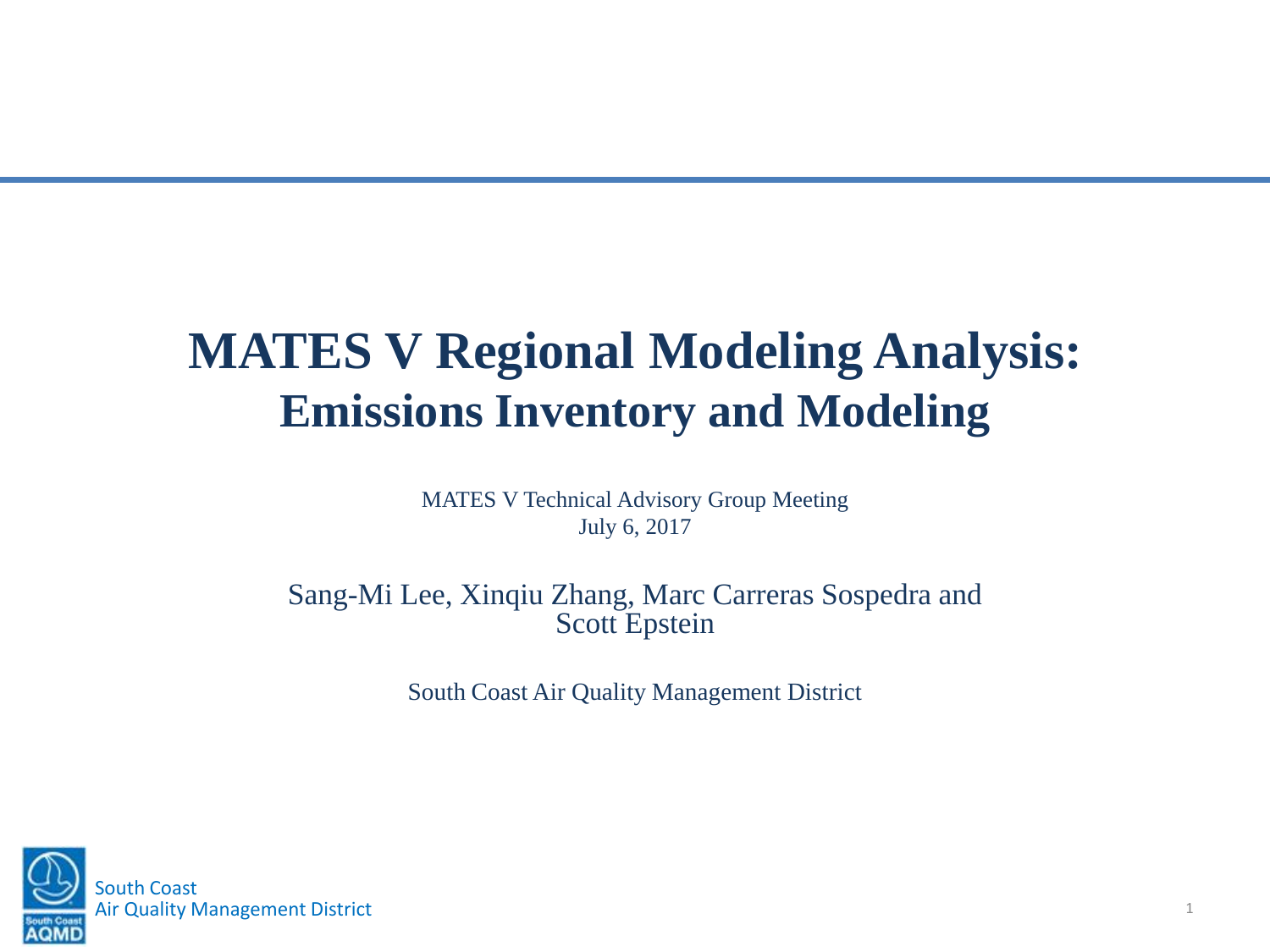# MATES V Regional Modeling Analysis:

## Emissions Inventory and Modeling

MATES V Technical Advisory Group Meeting
July 6, 2017

Sang-Mi Lee, Xinqiu Zhang, Marc Carreras Sospedra and Scott Epstein

South Coast Air Quality Management District

South Coast
Air Quality Management District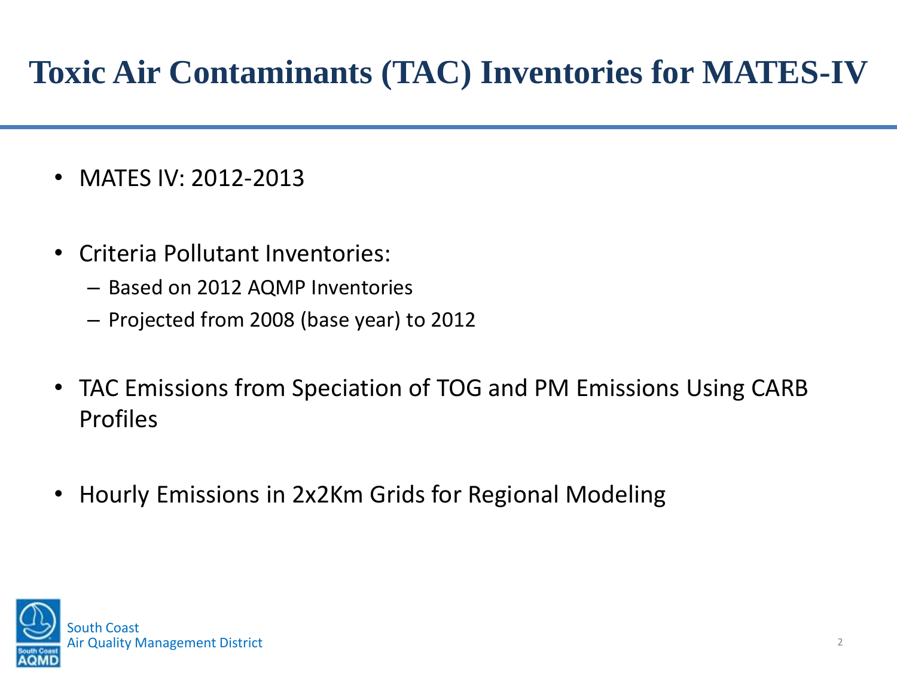# Toxic Air Contaminants (TAC) Inventories for MATES-IV

- MATES IV: 2012-2013
- Criteria Pollutant Inventories:
  - Based on 2012 AQMP Inventories
  - Projected from 2008 (base year) to 2012
- TAC Emissions from Speciation of TOG and PM Emissions Using CARB Profiles
- Hourly Emissions in 2x2Km Grids for Regional Modeling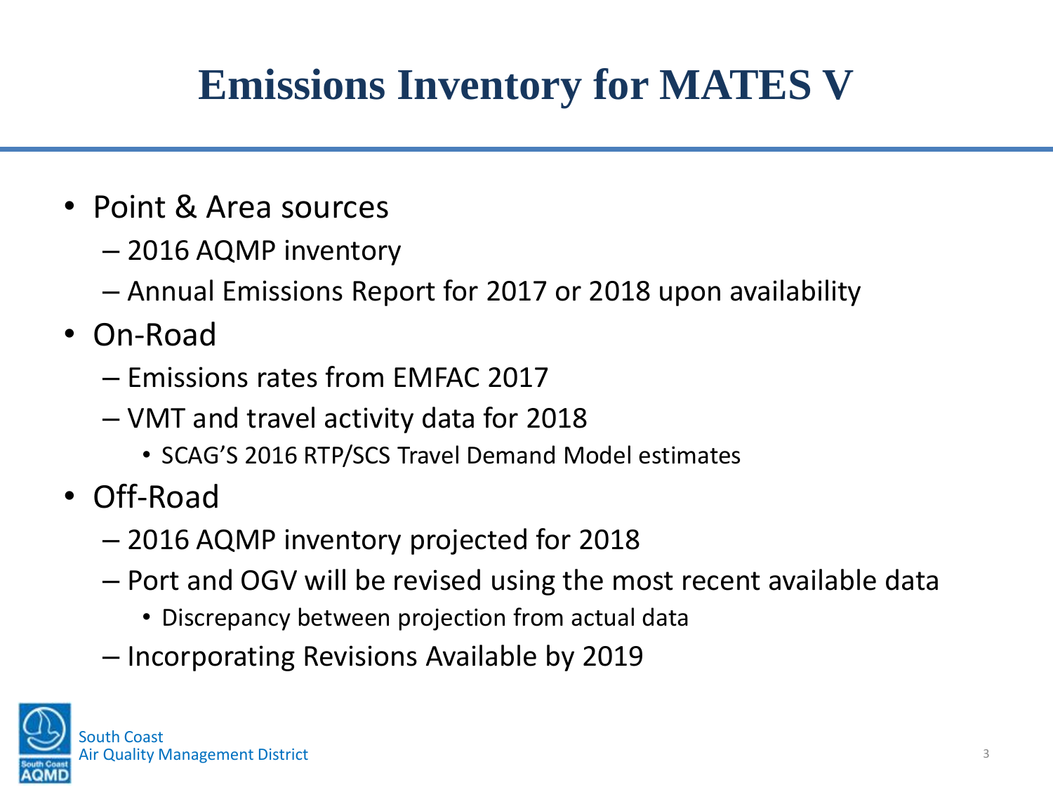# Emissions Inventory for MATES V

- Point & Area sources
  - 2016 AQMP inventory
  - Annual Emissions Report for 2017 or 2018 upon availability
- On-Road
  - Emissions rates from EMFAC 2017
  - VMT and travel activity data for 2018
    - SCAG'S 2016 RTP/SCS Travel Demand Model estimates
- Off-Road
  - 2016 AQMP inventory projected for 2018
  - Port and OGV will be revised using the most recent available data
    - Discrepancy between projection from actual data
  - Incorporating Revisions Available by 2019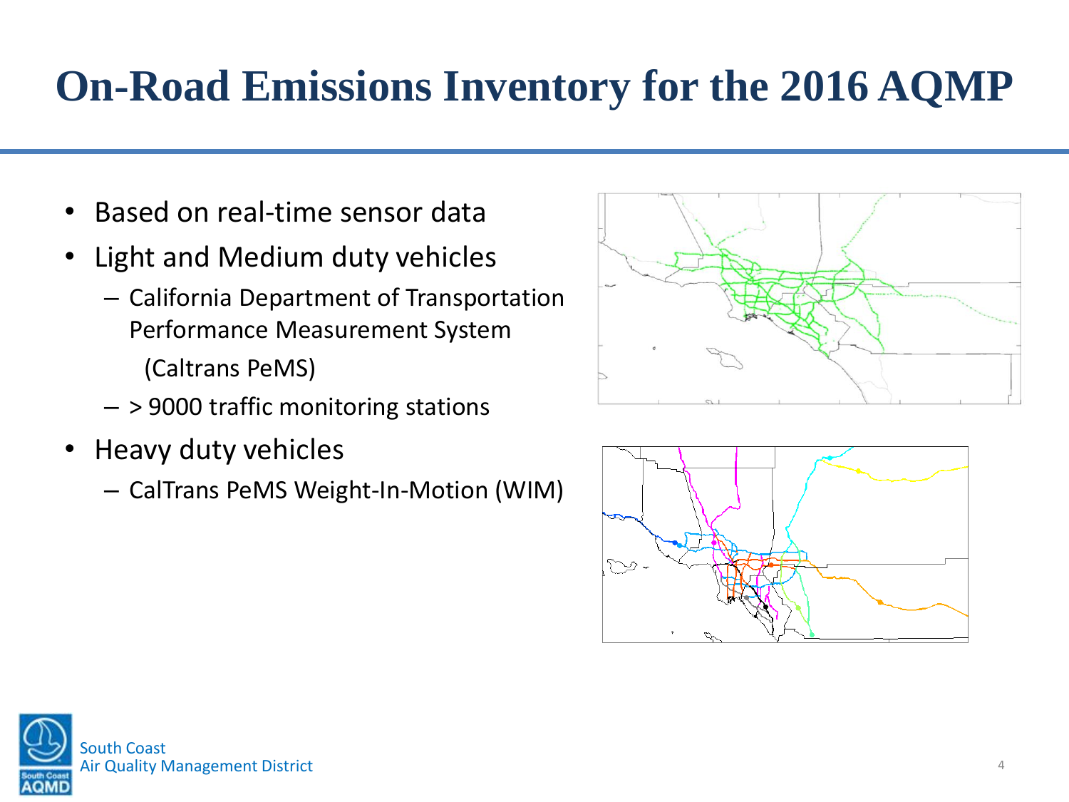# On-Road Emissions Inventory for the 2016 AQMP

- Based on real-time sensor data
- Light and Medium duty vehicles
  - California Department of Transportation Performance Measurement System (Caltrans PeMS)
  - > 9000 traffic monitoring stations
- Heavy duty vehicles
  - CalTrans PeMS Weight-In-Motion (WIM)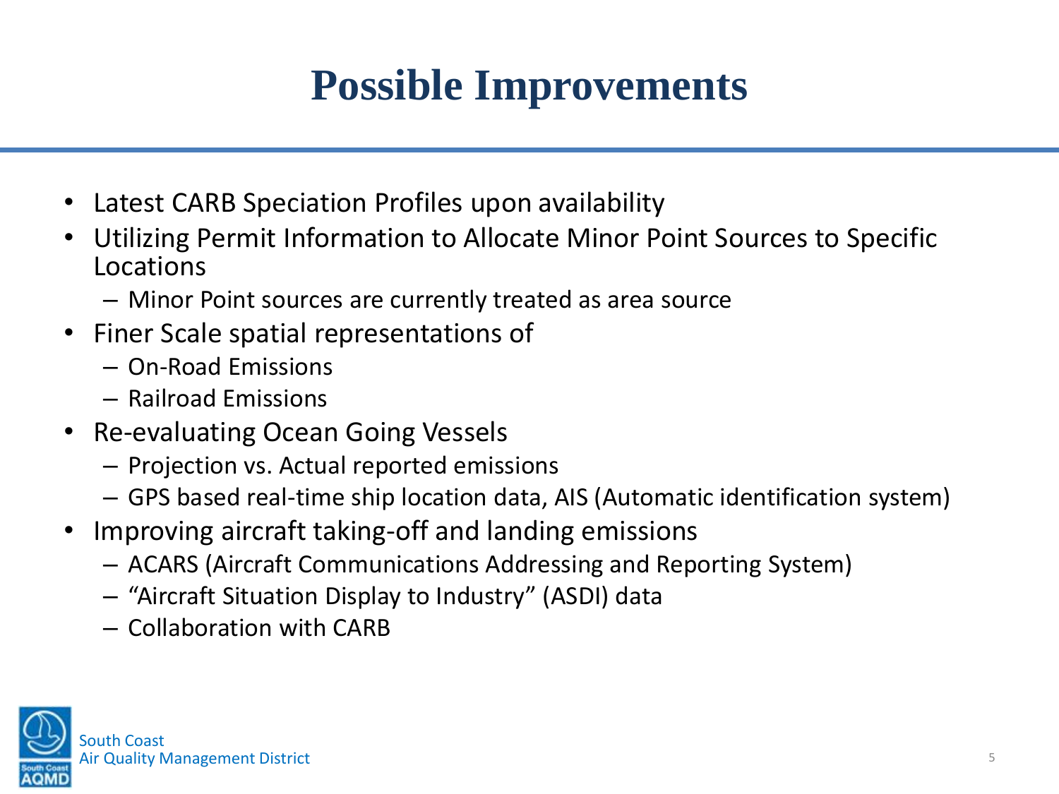# Possible Improvements

- Latest CARB Speciation Profiles upon availability
- Utilizing Permit Information to Allocate Minor Point Sources to Specific Locations
  - Minor Point sources are currently treated as area source
- Finer Scale spatial representations of
  - On-Road Emissions
  - Railroad Emissions
- Re-evaluating Ocean Going Vessels
  - Projection vs. Actual reported emissions
  - GPS based real-time ship location data, AIS (Automatic identification system)
- Improving aircraft taking-off and landing emissions
  - ACARS (Aircraft Communications Addressing and Reporting System)
  - "Aircraft Situation Display to Industry" (ASDI) data
  - Collaboration with CARB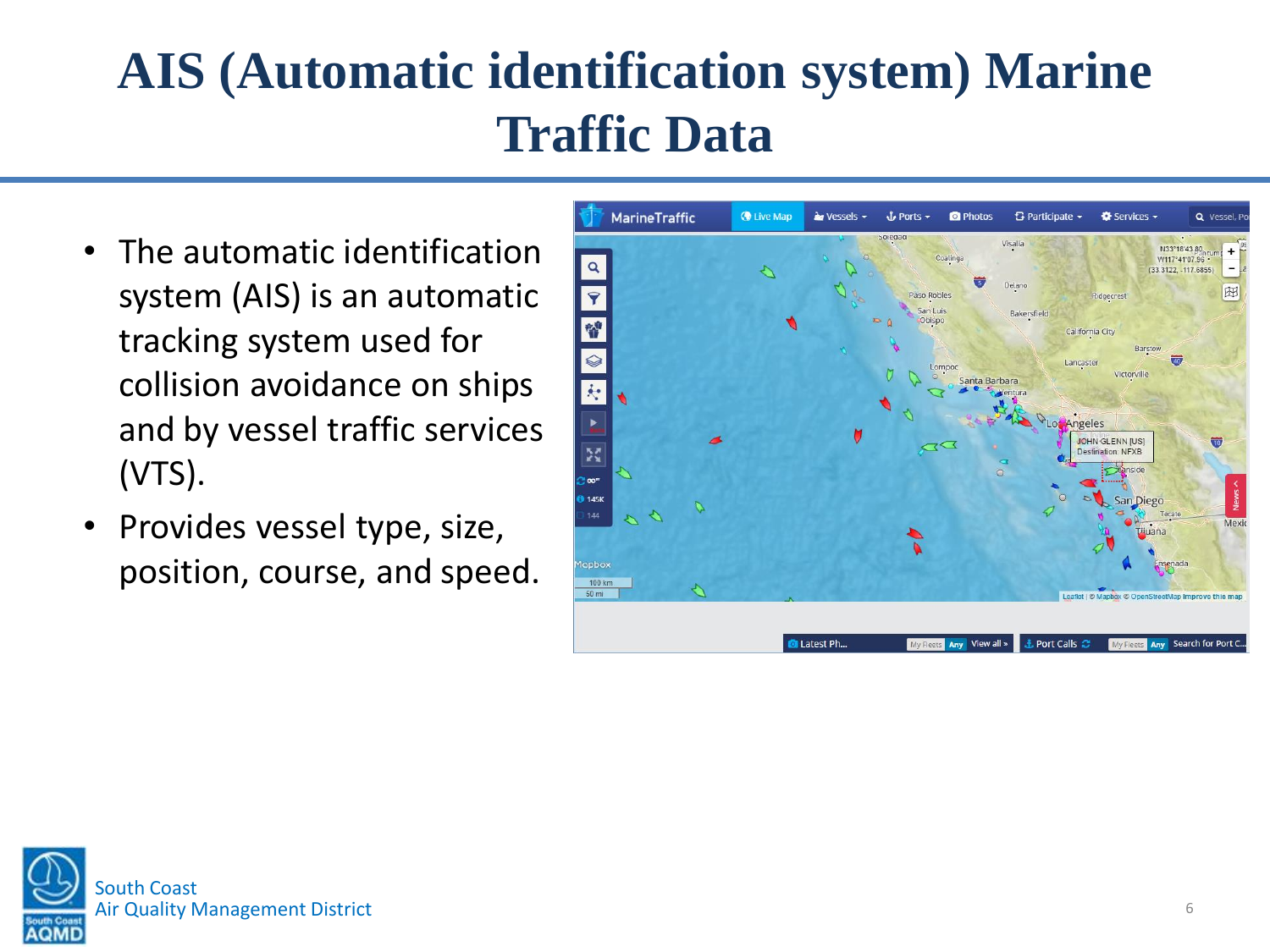# AIS (Automatic identification system) Marine Traffic Data

- The automatic identification system (AIS) is an automatic tracking system used for collision avoidance on ships and by vessel traffic services (VTS).
- Provides vessel type, size, position, course, and speed.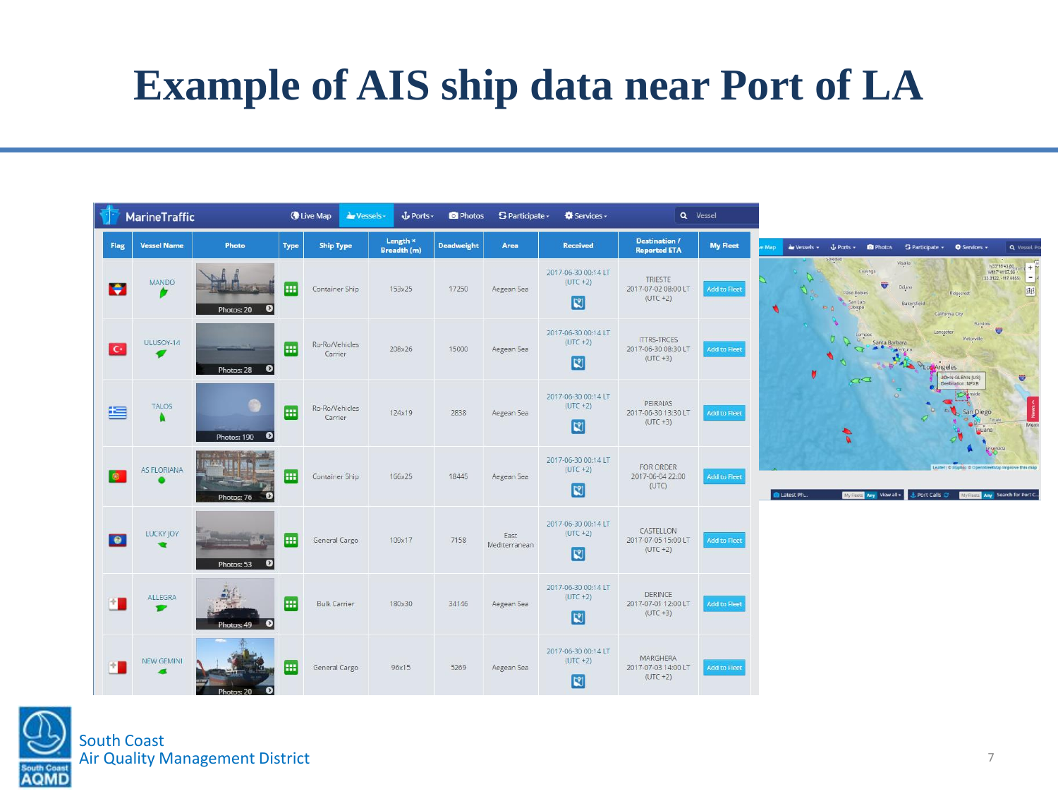# Example of AIS ship data near Port of LA

| Flag | Vessel Name | Photo | Type | Ship Type | Length × Breadth (m) | Deadweight | Area | Received | Destination / Reported ETA | My Fleet |
|---|---|---|---|---|---|---|---|---|---|---|
| | MANDO | Photos: 20 | | Container Ship | 153x25 | 17250 | Aegean Sea | 2017-06-30 00:14 LT (UTC +2) | TRIESTE 2017-07-02 08:00 LT (UTC +2) | Add to Fleet |
| | ULUSOY-14 | Photos: 28 | | Ro-Ro/Vehicles Carrier | 208x26 | 15000 | Aegean Sea | 2017-06-30 00:14 LT (UTC +2) | ITTRS-TRCES 2017-06-30 08:30 LT (UTC +3) | Add to Fleet |
| | TALOS | Photos: 190 | | Ro-Ro/Vehicles Carrier | 124x19 | 2838 | Aegean Sea | 2017-06-30 00:14 LT (UTC +2) | PEIRAIAS 2017-06-30 13:30 LT (UTC +3) | Add to Fleet |
| | AS FLORIANA | Photos: 76 | | Container Ship | 166x25 | 18445 | Aegean Sea | 2017-06-30 00:14 LT (UTC +2) | FOR ORDER 2017-06-04 22:00 (UTC) | Add to Fleet |
| | LUCKY JOY | Photos: 53 | | General Cargo | 100x17 | 7158 | East Mediterranean | 2017-06-30 00:14 LT (UTC +2) | CASTELLON 2017-07-05 15:00 LT (UTC +2) | Add to Fleet |
| | ALLEGRA | Photos: 49 | | Bulk Carrier | 180x30 | 34146 | Aegean Sea | 2017-06-30 00:14 LT (UTC +2) | DERINCE 2017-07-01 12:00 LT (UTC +3) | Add to Fleet |
| | NEW GEMINI | Photos: 20 | | General Cargo | 96x15 | 5269 | Aegean Sea | 2017-06-30 00:14 LT (UTC +2) | MARGHERA 2017-07-03 14:00 LT (UTC +2) | Add to Fleet |

South Coast
Air Quality Management District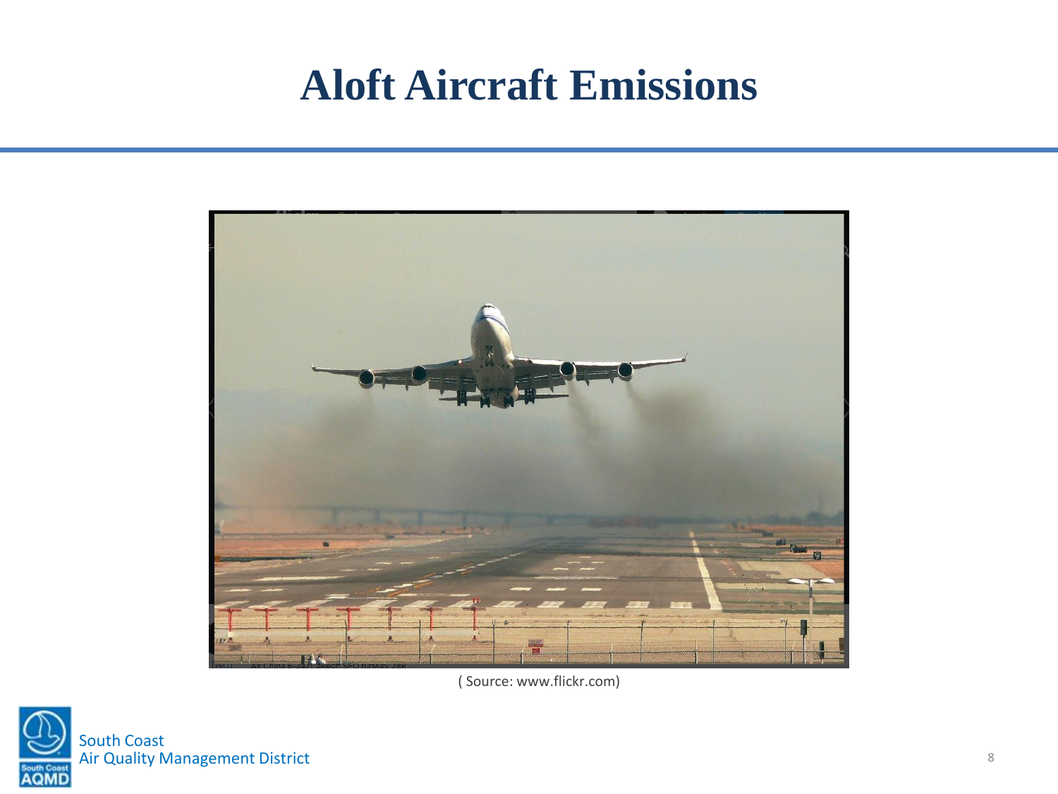# Aloft Aircraft Emissions

( Source: www.flickr.com)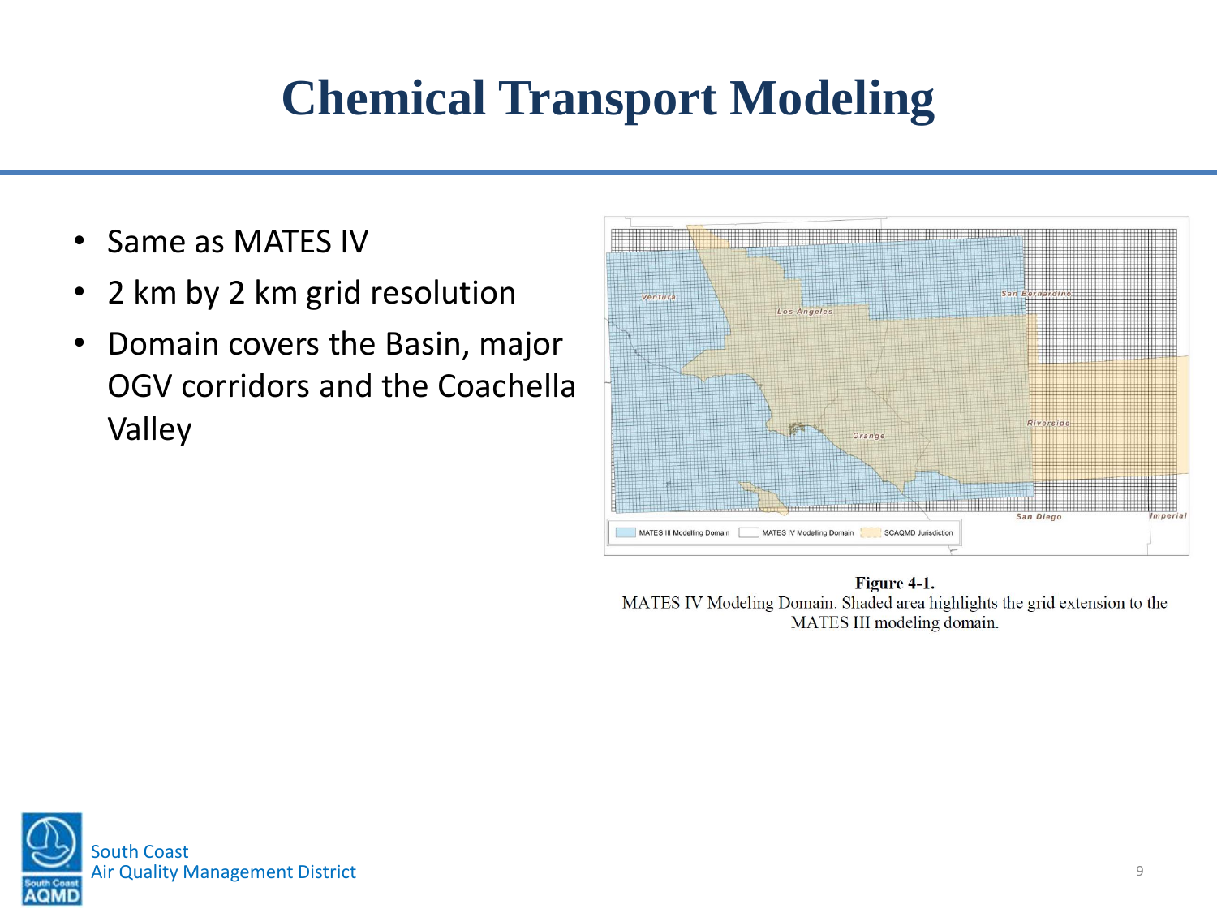# Chemical Transport Modeling

- Same as MATES IV
- 2 km by 2 km grid resolution
- Domain covers the Basin, major OGV corridors and the Coachella Valley

**Figure 4-1.**
MATES IV Modeling Domain. Shaded area highlights the grid extension to the MATES III modeling domain.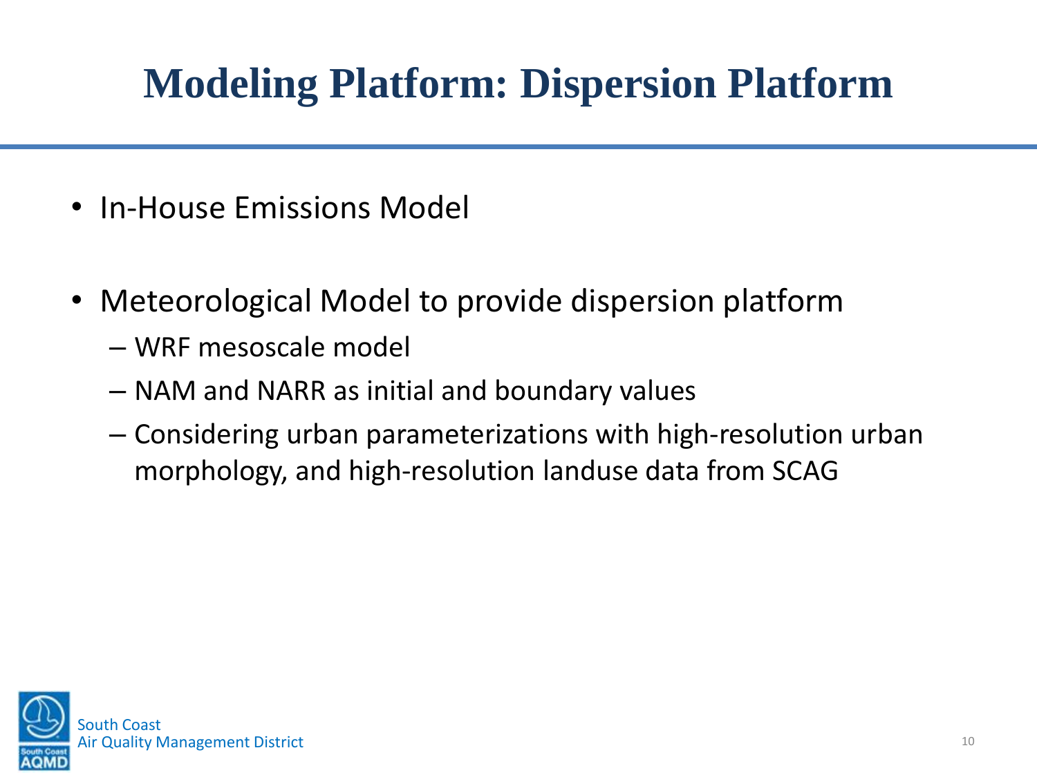# Modeling Platform: Dispersion Platform

- In-House Emissions Model

- Meteorological Model to provide dispersion platform
  - WRF mesoscale model
  - NAM and NARR as initial and boundary values
  - Considering urban parameterizations with high-resolution urban morphology, and high-resolution landuse data from SCAG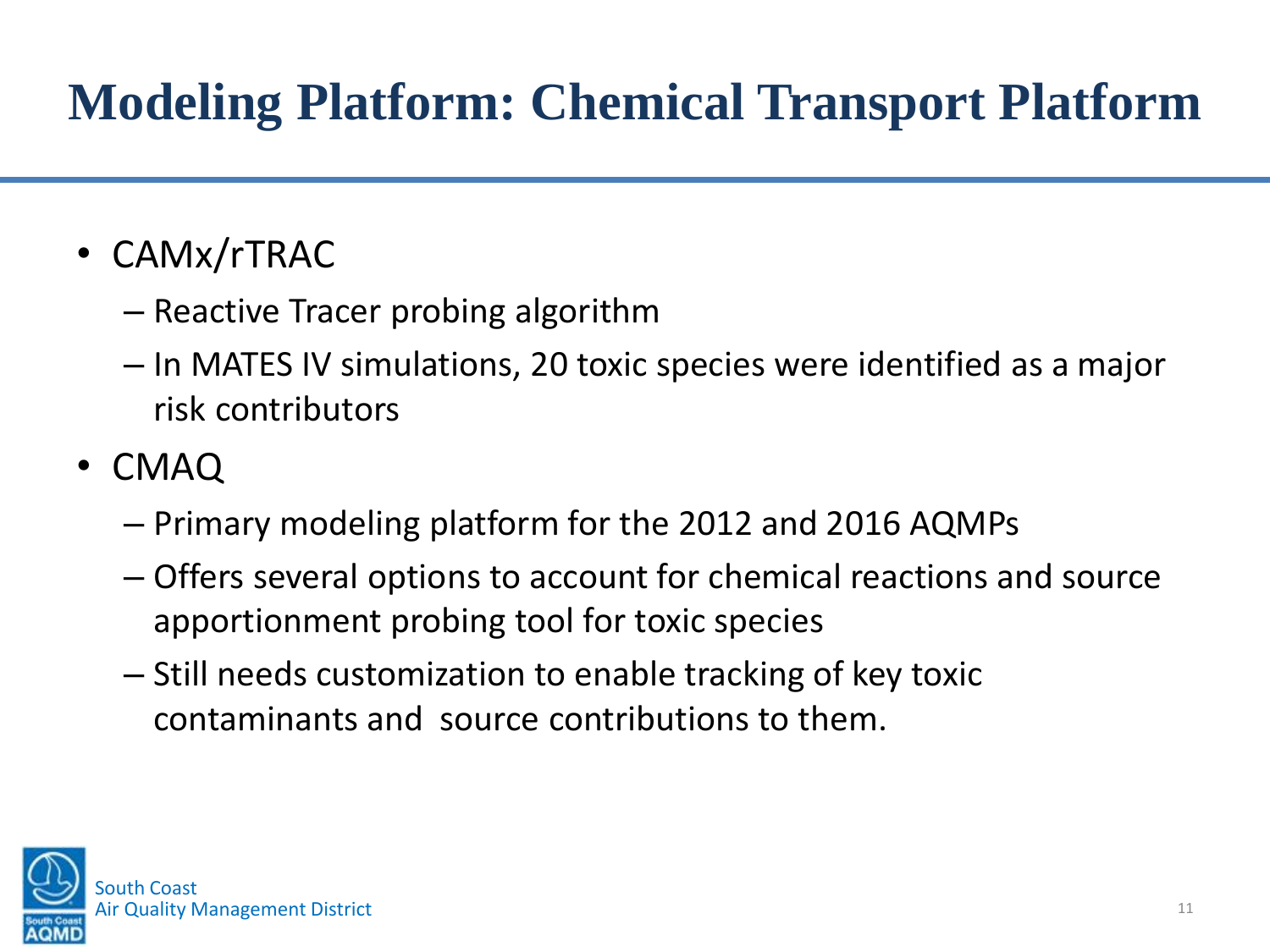# Modeling Platform: Chemical Transport Platform

- CAMx/rTRAC
  - Reactive Tracer probing algorithm
  - In MATES IV simulations, 20 toxic species were identified as a major risk contributors
- CMAQ
  - Primary modeling platform for the 2012 and 2016 AQMPs
  - Offers several options to account for chemical reactions and source apportionment probing tool for toxic species
  - Still needs customization to enable tracking of key toxic contaminants and source contributions to them.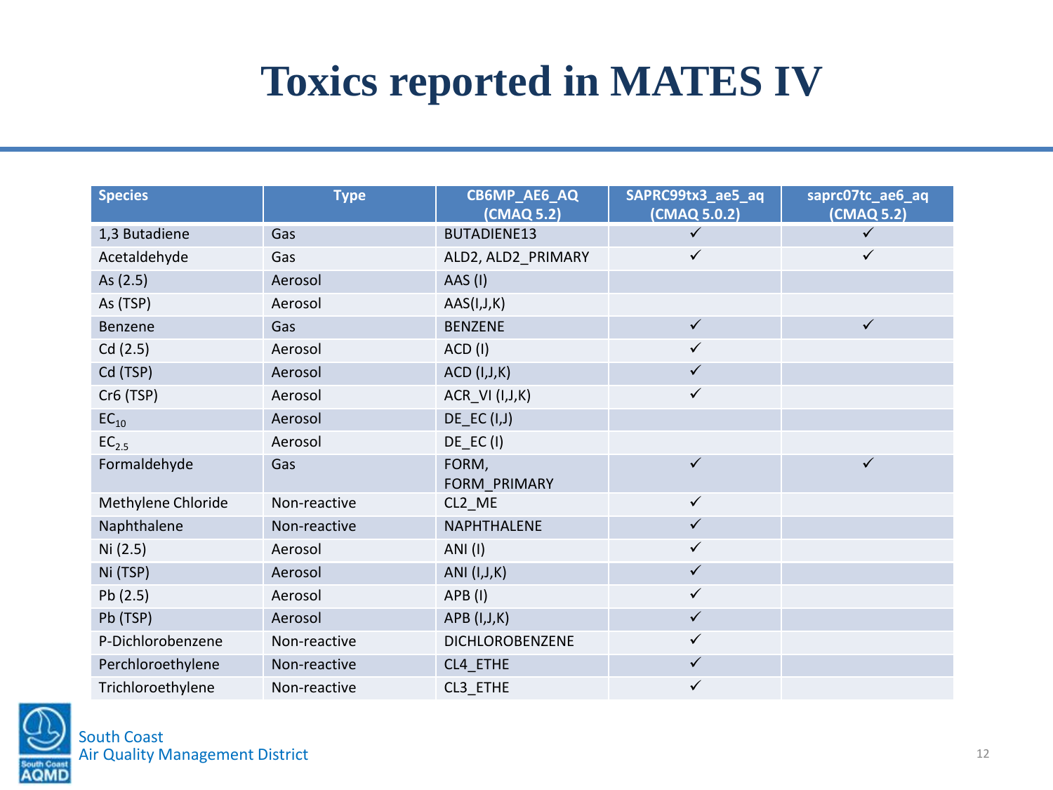# Toxics reported in MATES IV

| Species | Type | CB6MP_AE6_AQ (CMAQ 5.2) | SAPRC99tx3_ae5_aq (CMAQ 5.0.2) | saprc07tc_ae6_aq (CMAQ 5.2) |
|---|---|---|---|---|
| 1,3 Butadiene | Gas | BUTADIENE13 | ✓ | ✓ |
| Acetaldehyde | Gas | ALD2, ALD2_PRIMARY | ✓ | ✓ |
| As (2.5) | Aerosol | AAS (I) | | |
| As (TSP) | Aerosol | AAS(I,J,K) | | |
| Benzene | Gas | BENZENE | ✓ | ✓ |
| Cd (2.5) | Aerosol | ACD (I) | ✓ | |
| Cd (TSP) | Aerosol | ACD (I,J,K) | ✓ | |
| Cr6 (TSP) | Aerosol | ACR_VI (I,J,K) | ✓ | |
| $EC_{10}$ | Aerosol | DE_EC (I,J) | | |
| $EC_{2.5}$ | Aerosol | DE_EC (I) | | |
| Formaldehyde | Gas | FORM, FORM_PRIMARY | ✓ | ✓ |
| Methylene Chloride | Non-reactive | CL2_ME | ✓ | |
| Naphthalene | Non-reactive | NAPHTHALENE | ✓ | |
| Ni (2.5) | Aerosol | ANI (I) | ✓ | |
| Ni (TSP) | Aerosol | ANI (I,J,K) | ✓ | |
| Pb (2.5) | Aerosol | APB (I) | ✓ | |
| Pb (TSP) | Aerosol | APB (I,J,K) | ✓ | |
| P-Dichlorobenzene | Non-reactive | DICHLOROBENZENE | ✓ | |
| Perchloroethylene | Non-reactive | CL4_ETHE | ✓ | |
| Trichloroethylene | Non-reactive | CL3_ETHE | ✓ | |

South Coast
Air Quality Management District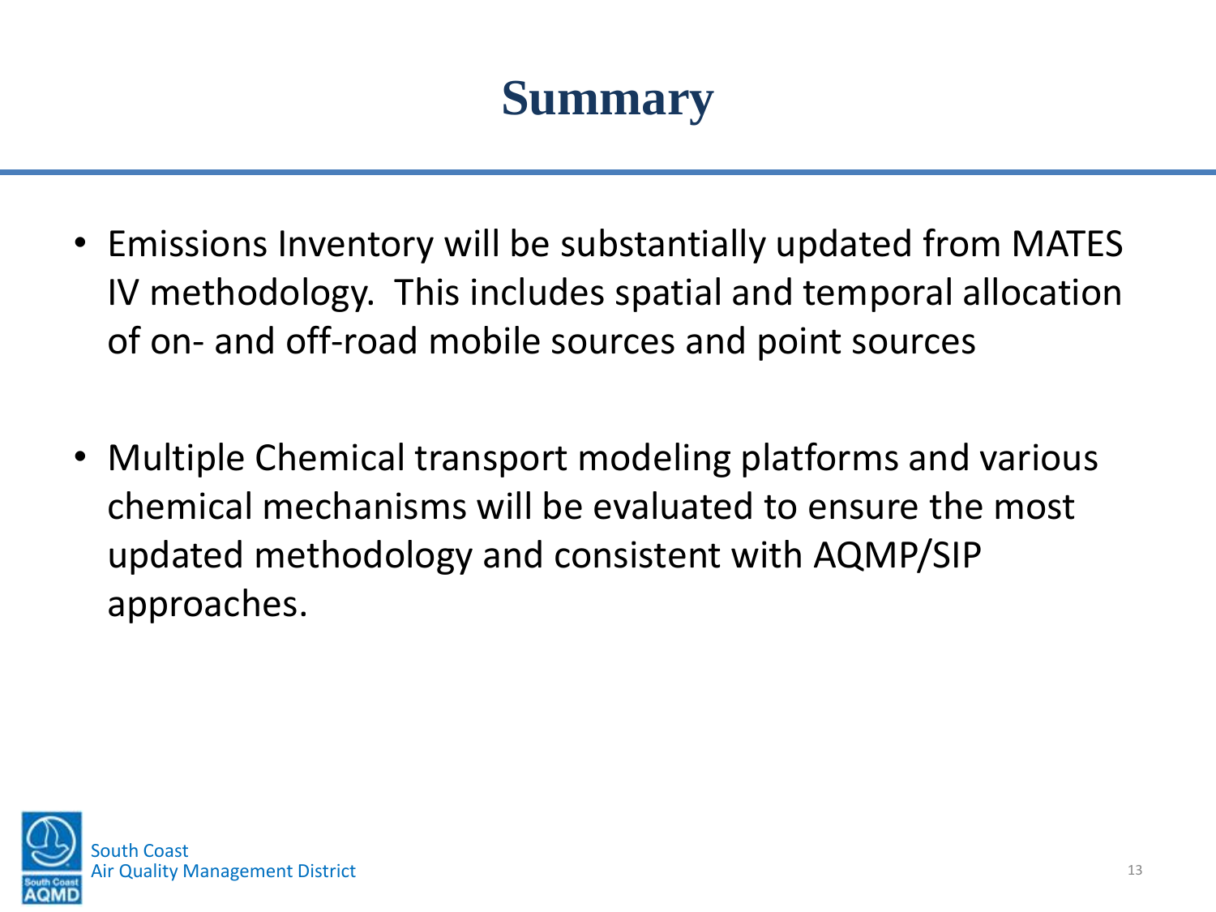# Summary

- Emissions Inventory will be substantially updated from MATES IV methodology. This includes spatial and temporal allocation of on- and off-road mobile sources and point sources

- Multiple Chemical transport modeling platforms and various chemical mechanisms will be evaluated to ensure the most updated methodology and consistent with AQMP/SIP approaches.